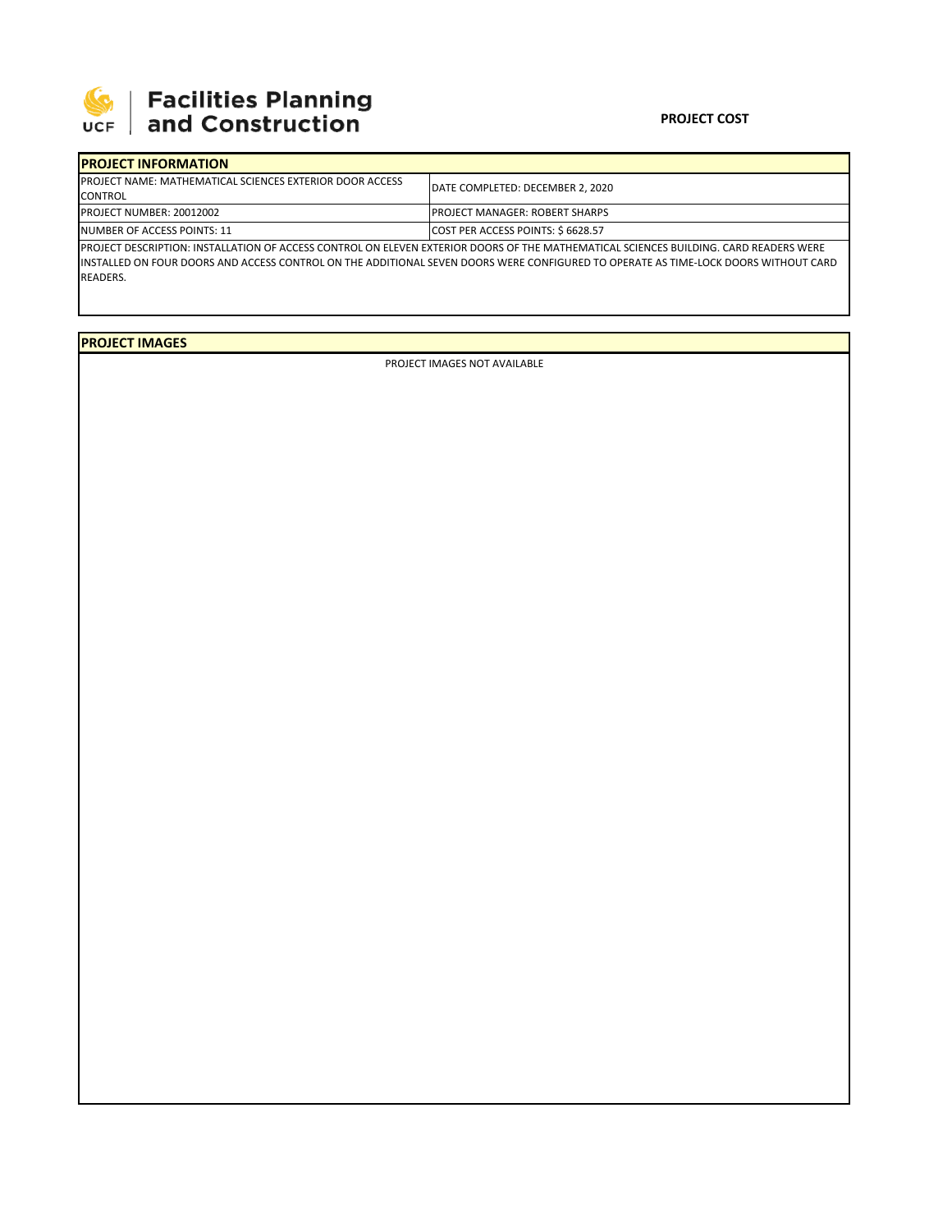Facilities Planning and Construction

**PROJECT COST**

## PROJECT INFORMATION

| | |
|---|---|
| PROJECT NAME: MATHEMATICAL SCIENCES EXTERIOR DOOR ACCESS CONTROL | DATE COMPLETED: DECEMBER 2, 2020 |
| PROJECT NUMBER: 20012002 | PROJECT MANAGER: ROBERT SHARPS |
| NUMBER OF ACCESS POINTS: 11 | COST PER ACCESS POINTS: $ 6628.57 |

PROJECT DESCRIPTION: INSTALLATION OF ACCESS CONTROL ON ELEVEN EXTERIOR DOORS OF THE MATHEMATICAL SCIENCES BUILDING. CARD READERS WERE INSTALLED ON FOUR DOORS AND ACCESS CONTROL ON THE ADDITIONAL SEVEN DOORS WERE CONFIGURED TO OPERATE AS TIME-LOCK DOORS WITHOUT CARD READERS.

## PROJECT IMAGES

PROJECT IMAGES NOT AVAILABLE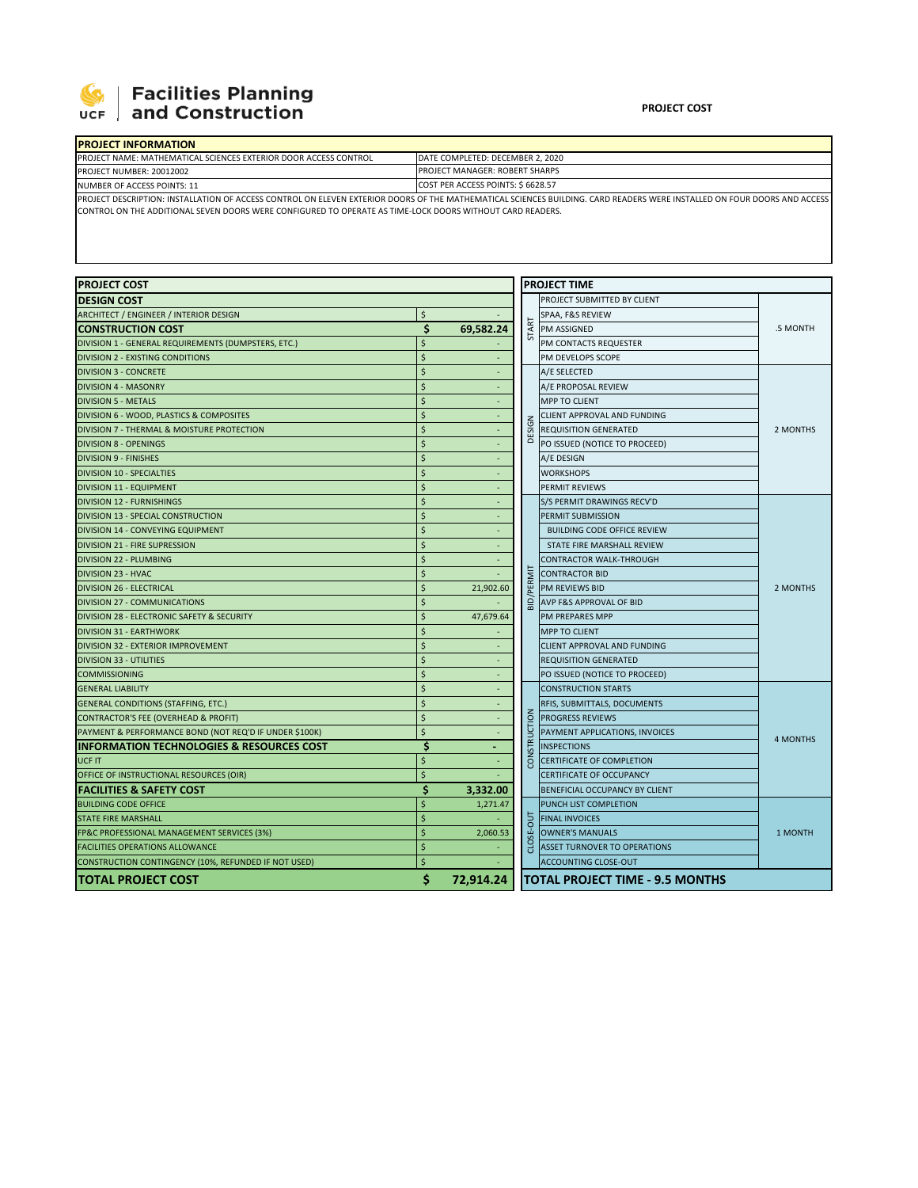**Facilities Planning and Construction**

**PROJECT COST**

| PROJECT INFORMATION | |
|---|---|
| PROJECT NAME: MATHEMATICAL SCIENCES EXTERIOR DOOR ACCESS CONTROL | DATE COMPLETED: DECEMBER 2, 2020 |
| PROJECT NUMBER: 20012002 | PROJECT MANAGER: ROBERT SHARPS |
| NUMBER OF ACCESS POINTS: 11 | COST PER ACCESS POINTS: $ 6628.57 |

PROJECT DESCRIPTION: INSTALLATION OF ACCESS CONTROL ON ELEVEN EXTERIOR DOORS OF THE MATHEMATICAL SCIENCES BUILDING. CARD READERS WERE INSTALLED ON FOUR DOORS AND ACCESS CONTROL ON THE ADDITIONAL SEVEN DOORS WERE CONFIGURED TO OPERATE AS TIME-LOCK DOORS WITHOUT CARD READERS.

| PROJECT COST | |
|---|---|
| **DESIGN COST** | |
| ARCHITECT / ENGINEER / INTERIOR DESIGN | $ - |
| **CONSTRUCTION COST** | **$ 69,582.24** |
| DIVISION 1 - GENERAL REQUIREMENTS (DUMPSTERS, ETC.) | $ - |
| DIVISION 2 - EXISTING CONDITIONS | $ - |
| DIVISION 3 - CONCRETE | $ - |
| DIVISION 4 - MASONRY | $ - |
| DIVISION 5 - METALS | $ - |
| DIVISION 6 - WOOD, PLASTICS & COMPOSITES | $ - |
| DIVISION 7 - THERMAL & MOISTURE PROTECTION | $ - |
| DIVISION 8 - OPENINGS | $ - |
| DIVISION 9 - FINISHES | $ - |
| DIVISION 10 - SPECIALTIES | $ - |
| DIVISION 11 - EQUIPMENT | $ - |
| DIVISION 12 - FURNISHINGS | $ - |
| DIVISION 13 - SPECIAL CONSTRUCTION | $ - |
| DIVISION 14 - CONVEYING EQUIPMENT | $ - |
| DIVISION 21 - FIRE SUPRESSION | $ - |
| DIVISION 22 - PLUMBING | $ - |
| DIVISION 23 - HVAC | $ - |
| DIVISION 26 - ELECTRICAL | $ 21,902.60 |
| DIVISION 27 - COMMUNICATIONS | $ - |
| DIVISION 28 - ELECTRONIC SAFETY & SECURITY | $ 47,679.64 |
| DIVISION 31 - EARTHWORK | $ - |
| DIVISION 32 - EXTERIOR IMPROVEMENT | $ - |
| DIVISION 33 - UTILITIES | $ - |
| COMMISSIONING | $ - |
| GENERAL LIABILITY | $ - |
| GENERAL CONDITIONS (STAFFING, ETC.) | $ - |
| CONTRACTOR'S FEE (OVERHEAD & PROFIT) | $ - |
| PAYMENT & PERFORMANCE BOND (NOT REQ'D IF UNDER $100K) | $ - |
| **INFORMATION TECHNOLOGIES & RESOURCES COST** | **$ -** |
| UCF IT | $ - |
| OFFICE OF INSTRUCTIONAL RESOURCES (OIR) | $ - |
| **FACILITIES & SAFETY COST** | **$ 3,332.00** |
| BUILDING CODE OFFICE | $ 1,271.47 |
| STATE FIRE MARSHALL | $ - |
| FP&C PROFESSIONAL MANAGEMENT SERVICES (3%) | $ 2,060.53 |
| FACILITIES OPERATIONS ALLOWANCE | $ - |
| CONSTRUCTION CONTINGENCY (10%, REFUNDED IF NOT USED) | $ - |
| **TOTAL PROJECT COST** | **$ 72,914.24** |

| PROJECT TIME | | |
|---|---|---|
| START | PROJECT SUBMITTED BY CLIENT | .5 MONTH |
| | SPAA, F&S REVIEW | |
| | PM ASSIGNED | |
| | PM CONTACTS REQUESTER | |
| | PM DEVELOPS SCOPE | |
| DESIGN | A/E SELECTED | 2 MONTHS |
| | A/E PROPOSAL REVIEW | |
| | MPP TO CLIENT | |
| | CLIENT APPROVAL AND FUNDING | |
| | REQUISITION GENERATED | |
| | PO ISSUED (NOTICE TO PROCEED) | |
| | A/E DESIGN | |
| | WORKSHOPS | |
| | PERMIT REVIEWS | |
| BID/PERMIT | S/S PERMIT DRAWINGS RECV'D | 2 MONTHS |
| | PERMIT SUBMISSION | |
| | BUILDING CODE OFFICE REVIEW | |
| | STATE FIRE MARSHALL REVIEW | |
| | CONTRACTOR WALK-THROUGH | |
| | CONTRACTOR BID | |
| | PM REVIEWS BID | |
| | AVP F&S APPROVAL OF BID | |
| | PM PREPARES MPP | |
| | MPP TO CLIENT | |
| | CLIENT APPROVAL AND FUNDING | |
| | REQUISITION GENERATED | |
| | PO ISSUED (NOTICE TO PROCEED) | |
| CONSTRUCTION | CONSTRUCTION STARTS | 4 MONTHS |
| | RFIS, SUBMITTALS, DOCUMENTS | |
| | PROGRESS REVIEWS | |
| | PAYMENT APPLICATIONS, INVOICES | |
| | INSPECTIONS | |
| | CERTIFICATE OF COMPLETION | |
| | CERTIFICATE OF OCCUPANCY | |
| | BENEFICIAL OCCUPANCY BY CLIENT | |
| CLOSE-OUT | PUNCH LIST COMPLETION | 1 MONTH |
| | FINAL INVOICES | |
| | OWNER'S MANUALS | |
| | ASSET TURNOVER TO OPERATIONS | |
| | ACCOUNTING CLOSE-OUT | |
| **TOTAL PROJECT TIME - 9.5 MONTHS** | | |